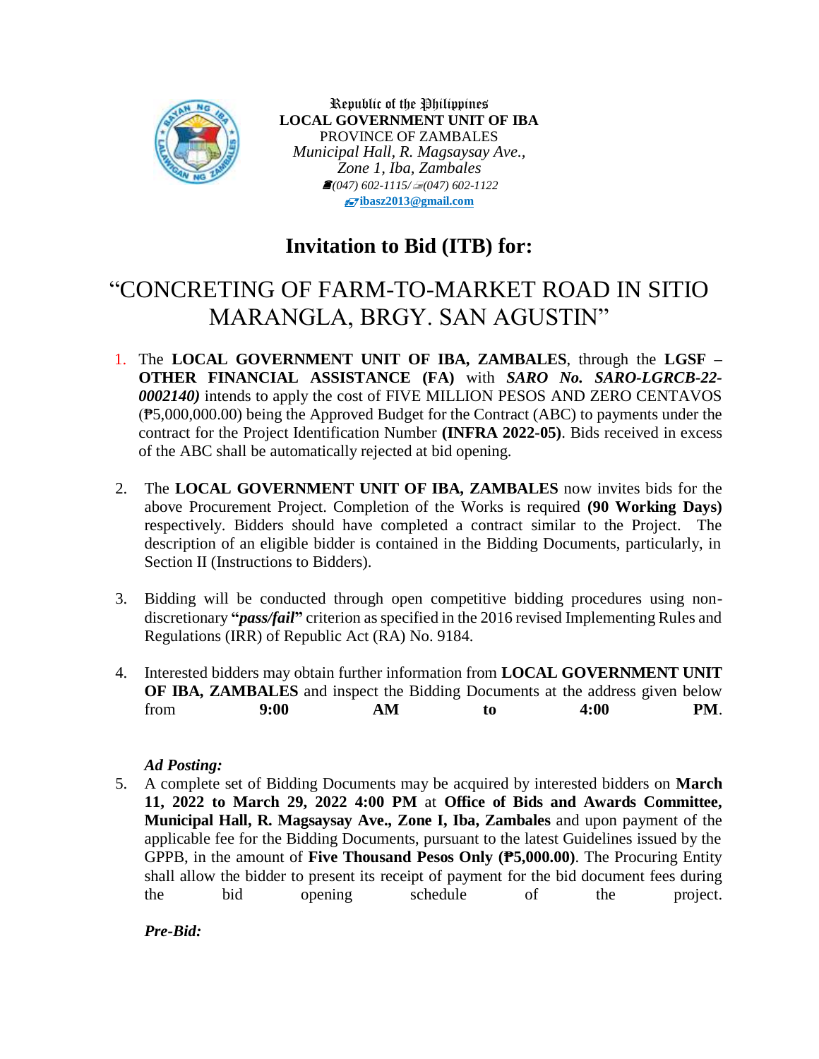Republic of the Philippines
**LOCAL GOVERNMENT UNIT OF IBA**
PROVINCE OF ZAMBALES
*Municipal Hall, R. Magsaysay Ave., Zone 1, Iba, Zambales*
*(047) 602-1115/ (047) 602-1122*
**ibasz2013@gmail.com**

# Invitation to Bid (ITB) for:

## "CONCRETING OF FARM-TO-MARKET ROAD IN SITIO MARANGLA, BRGY. SAN AGUSTIN"

1. The **LOCAL GOVERNMENT UNIT OF IBA, ZAMBALES**, through the **LGSF – OTHER FINANCIAL ASSISTANCE (FA)** with ***SARO No. SARO-LGRCB-22-0002140)*** intends to apply the cost of FIVE MILLION PESOS AND ZERO CENTAVOS (₱5,000,000.00) being the Approved Budget for the Contract (ABC) to payments under the contract for the Project Identification Number **(INFRA 2022-05)**. Bids received in excess of the ABC shall be automatically rejected at bid opening.

2. The **LOCAL GOVERNMENT UNIT OF IBA, ZAMBALES** now invites bids for the above Procurement Project. Completion of the Works is required **(90 Working Days)** respectively. Bidders should have completed a contract similar to the Project. The description of an eligible bidder is contained in the Bidding Documents, particularly, in Section II (Instructions to Bidders).

3. Bidding will be conducted through open competitive bidding procedures using non-discretionary **"*pass/fail*"** criterion as specified in the 2016 revised Implementing Rules and Regulations (IRR) of Republic Act (RA) No. 9184.

4. Interested bidders may obtain further information from **LOCAL GOVERNMENT UNIT OF IBA, ZAMBALES** and inspect the Bidding Documents at the address given below from **9:00 AM to 4:00 PM**.

***Ad Posting:***

5. A complete set of Bidding Documents may be acquired by interested bidders on **March 11, 2022 to March 29, 2022 4:00 PM** at **Office of Bids and Awards Committee, Municipal Hall, R. Magsaysay Ave., Zone I, Iba, Zambales** and upon payment of the applicable fee for the Bidding Documents, pursuant to the latest Guidelines issued by the GPPB, in the amount of **Five Thousand Pesos Only (₱5,000.00)**. The Procuring Entity shall allow the bidder to present its receipt of payment for the bid document fees during the bid opening schedule of the project.

***Pre-Bid:***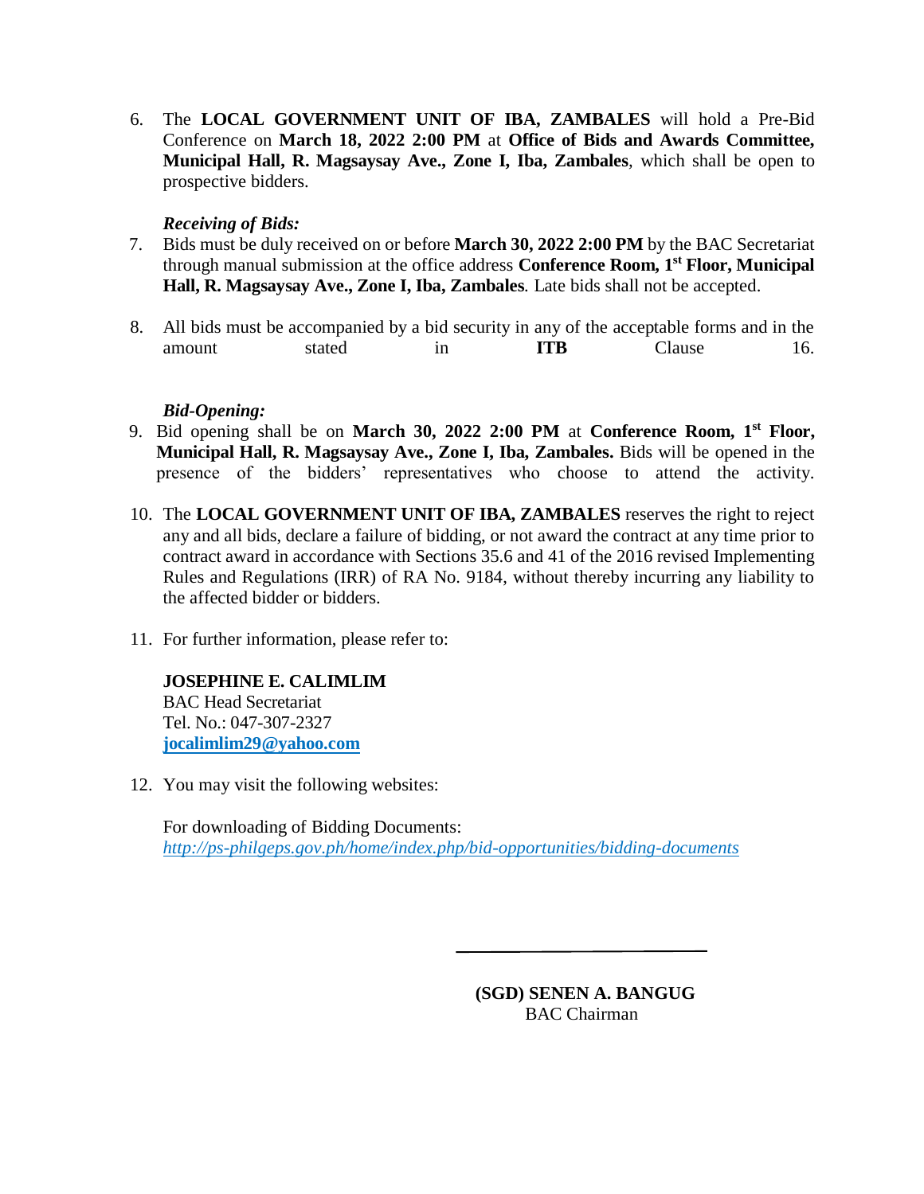6. The **LOCAL GOVERNMENT UNIT OF IBA, ZAMBALES** will hold a Pre-Bid Conference on **March 18, 2022 2:00 PM** at **Office of Bids and Awards Committee, Municipal Hall, R. Magsaysay Ave., Zone I, Iba, Zambales**, which shall be open to prospective bidders.

   ***Receiving of Bids:***

7. Bids must be duly received on or before **March 30, 2022 2:00 PM** by the BAC Secretariat through manual submission at the office address **Conference Room, 1st Floor, Municipal Hall, R. Magsaysay Ave., Zone I, Iba, Zambales***.* Late bids shall not be accepted.

8. All bids must be accompanied by a bid security in any of the acceptable forms and in the amount stated in **ITB** Clause 16.

   ***Bid-Opening:***

9. Bid opening shall be on **March 30, 2022 2:00 PM** at **Conference Room, 1st Floor, Municipal Hall, R. Magsaysay Ave., Zone I, Iba, Zambales.** Bids will be opened in the presence of the bidders' representatives who choose to attend the activity.

10. The **LOCAL GOVERNMENT UNIT OF IBA, ZAMBALES** reserves the right to reject any and all bids, declare a failure of bidding, or not award the contract at any time prior to contract award in accordance with Sections 35.6 and 41 of the 2016 revised Implementing Rules and Regulations (IRR) of RA No. 9184, without thereby incurring any liability to the affected bidder or bidders.

11. For further information, please refer to:

    **JOSEPHINE E. CALIMLIM**
    BAC Head Secretariat
    Tel. No.: 047-307-2327
    **jocalimlim29@yahoo.com**

12. You may visit the following websites:

    For downloading of Bidding Documents:
    *http://ps-philgeps.gov.ph/home/index.php/bid-opportunities/bidding-documents*

**(SGD) SENEN A. BANGUG**
BAC Chairman